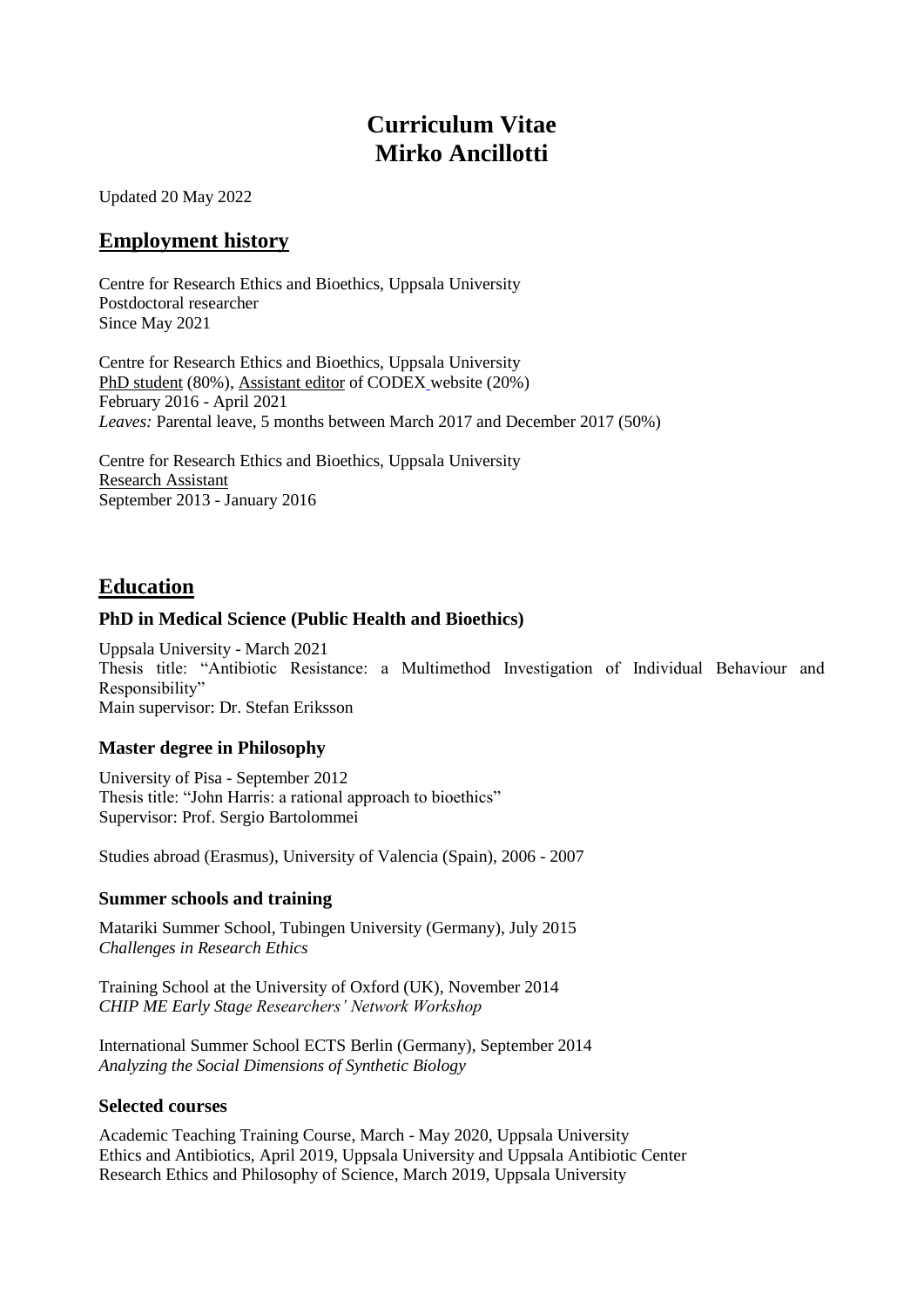# Curriculum Vitae
# Mirko Ancillotti

Updated 20 May 2022

## Employment history

Centre for Research Ethics and Bioethics, Uppsala University
Postdoctoral researcher
Since May 2021

Centre for Research Ethics and Bioethics, Uppsala University
PhD student (80%), Assistant editor of CODEX website (20%)
February 2016 - April 2021
*Leaves:* Parental leave, 5 months between March 2017 and December 2017 (50%)

Centre for Research Ethics and Bioethics, Uppsala University
Research Assistant
September 2013 - January 2016

## Education

### PhD in Medical Science (Public Health and Bioethics)

Uppsala University - March 2021
Thesis title: "Antibiotic Resistance: a Multimethod Investigation of Individual Behaviour and Responsibility"
Main supervisor: Dr. Stefan Eriksson

### Master degree in Philosophy

University of Pisa - September 2012
Thesis title: "John Harris: a rational approach to bioethics"
Supervisor: Prof. Sergio Bartolommei

Studies abroad (Erasmus), University of Valencia (Spain), 2006 - 2007

### Summer schools and training

Matariki Summer School, Tubingen University (Germany), July 2015
*Challenges in Research Ethics*

Training School at the University of Oxford (UK), November 2014
*CHIP ME Early Stage Researchers' Network Workshop*

International Summer School ECTS Berlin (Germany), September 2014
*Analyzing the Social Dimensions of Synthetic Biology*

### Selected courses

Academic Teaching Training Course, March - May 2020, Uppsala University
Ethics and Antibiotics, April 2019, Uppsala University and Uppsala Antibiotic Center
Research Ethics and Philosophy of Science, March 2019, Uppsala University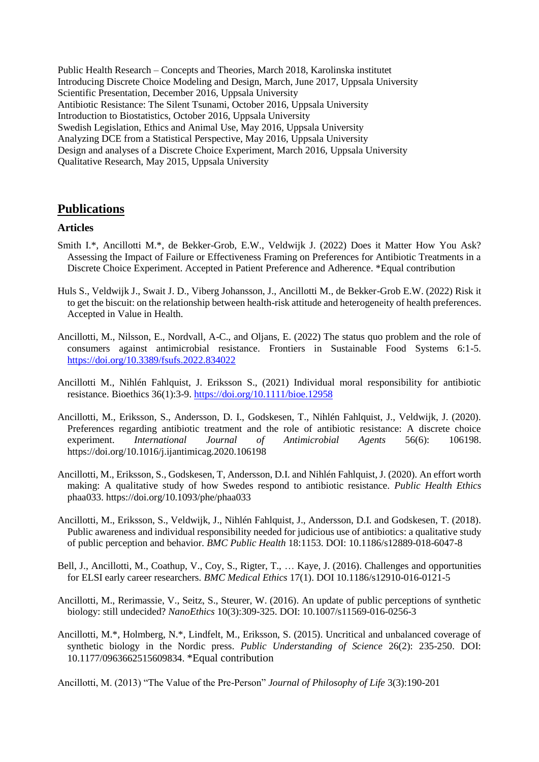Public Health Research – Concepts and Theories, March 2018, Karolinska institutet
Introducing Discrete Choice Modeling and Design, March, June 2017, Uppsala University
Scientific Presentation, December 2016, Uppsala University
Antibiotic Resistance: The Silent Tsunami, October 2016, Uppsala University
Introduction to Biostatistics, October 2016, Uppsala University
Swedish Legislation, Ethics and Animal Use, May 2016, Uppsala University
Analyzing DCE from a Statistical Perspective, May 2016, Uppsala University
Design and analyses of a Discrete Choice Experiment, March 2016, Uppsala University
Qualitative Research, May 2015, Uppsala University

## Publications

### Articles

Smith I.*, Ancillotti M.*, de Bekker-Grob, E.W., Veldwijk J. (2022) Does it Matter How You Ask? Assessing the Impact of Failure or Effectiveness Framing on Preferences for Antibiotic Treatments in a Discrete Choice Experiment. Accepted in Patient Preference and Adherence. *Equal contribution

Huls S., Veldwijk J., Swait J. D., Viberg Johansson, J., Ancillotti M., de Bekker-Grob E.W. (2022) Risk it to get the biscuit: on the relationship between health-risk attitude and heterogeneity of health preferences. Accepted in Value in Health.

Ancillotti, M., Nilsson, E., Nordvall, A-C., and Oljans, E. (2022) The status quo problem and the role of consumers against antimicrobial resistance. Frontiers in Sustainable Food Systems 6:1-5. https://doi.org/10.3389/fsufs.2022.834022

Ancillotti M., Nihlén Fahlquist, J. Eriksson S., (2021) Individual moral responsibility for antibiotic resistance. Bioethics 36(1):3-9. https://doi.org/10.1111/bioe.12958

Ancillotti, M., Eriksson, S., Andersson, D. I., Godskesen, T., Nihlén Fahlquist, J., Veldwijk, J. (2020). Preferences regarding antibiotic treatment and the role of antibiotic resistance: A discrete choice experiment. *International Journal of Antimicrobial Agents* 56(6): 106198. https://doi.org/10.1016/j.ijantimicag.2020.106198

Ancillotti, M., Eriksson, S., Godskesen, T, Andersson, D.I. and Nihlén Fahlquist, J. (2020). An effort worth making: A qualitative study of how Swedes respond to antibiotic resistance. *Public Health Ethics* phaa033. https://doi.org/10.1093/phe/phaa033

Ancillotti, M., Eriksson, S., Veldwijk, J., Nihlén Fahlquist, J., Andersson, D.I. and Godskesen, T. (2018). Public awareness and individual responsibility needed for judicious use of antibiotics: a qualitative study of public perception and behavior. *BMC Public Health* 18:1153. DOI: 10.1186/s12889-018-6047-8

Bell, J., Ancillotti, M., Coathup, V., Coy, S., Rigter, T., … Kaye, J. (2016). Challenges and opportunities for ELSI early career researchers. *BMC Medical Ethics* 17(1). DOI 10.1186/s12910-016-0121-5

Ancillotti, M., Rerimassie, V., Seitz, S., Steurer, W. (2016). An update of public perceptions of synthetic biology: still undecided? *NanoEthics* 10(3):309-325. DOI: 10.1007/s11569-016-0256-3

Ancillotti, M.*, Holmberg, N.*, Lindfelt, M., Eriksson, S. (2015). Uncritical and unbalanced coverage of synthetic biology in the Nordic press. *Public Understanding of Science* 26(2): 235-250. DOI: 10.1177/0963662515609834. *Equal contribution

Ancillotti, M. (2013) "The Value of the Pre-Person" *Journal of Philosophy of Life* 3(3):190-201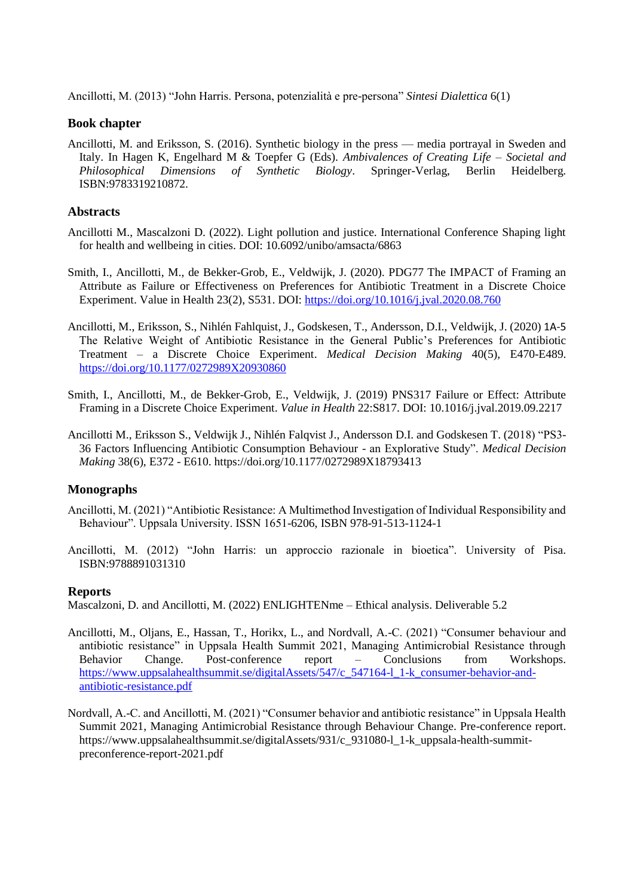Ancillotti, M. (2013) "John Harris. Persona, potenzialità e pre-persona" *Sintesi Dialettica* 6(1)

## Book chapter

Ancillotti, M. and Eriksson, S. (2016). Synthetic biology in the press — media portrayal in Sweden and Italy. In Hagen K, Engelhard M & Toepfer G (Eds). *Ambivalences of Creating Life – Societal and Philosophical Dimensions of Synthetic Biology*. Springer-Verlag, Berlin Heidelberg. ISBN:9783319210872.

## Abstracts

Ancillotti M., Mascalzoni D. (2022). Light pollution and justice. International Conference Shaping light for health and wellbeing in cities. DOI: 10.6092/unibo/amsacta/6863

Smith, I., Ancillotti, M., de Bekker-Grob, E., Veldwijk, J. (2020). PDG77 The IMPACT of Framing an Attribute as Failure or Effectiveness on Preferences for Antibiotic Treatment in a Discrete Choice Experiment. Value in Health 23(2), S531. DOI: https://doi.org/10.1016/j.jval.2020.08.760

Ancillotti, M., Eriksson, S., Nihlén Fahlquist, J., Godskesen, T., Andersson, D.I., Veldwijk, J. (2020) 1A-5 The Relative Weight of Antibiotic Resistance in the General Public's Preferences for Antibiotic Treatment – a Discrete Choice Experiment. *Medical Decision Making* 40(5), E470-E489. https://doi.org/10.1177/0272989X20930860

Smith, I., Ancillotti, M., de Bekker-Grob, E., Veldwijk, J. (2019) PNS317 Failure or Effect: Attribute Framing in a Discrete Choice Experiment. *Value in Health* 22:S817. DOI: 10.1016/j.jval.2019.09.2217

Ancillotti M., Eriksson S., Veldwijk J., Nihlén Falqvist J., Andersson D.I. and Godskesen T. (2018) "PS3-36 Factors Influencing Antibiotic Consumption Behaviour - an Explorative Study". *Medical Decision Making* 38(6), E372 - E610. https://doi.org/10.1177/0272989X18793413

## Monographs

Ancillotti, M. (2021) "Antibiotic Resistance: A Multimethod Investigation of Individual Responsibility and Behaviour". Uppsala University. ISSN 1651-6206, ISBN 978-91-513-1124-1

Ancillotti, M. (2012) "John Harris: un approccio razionale in bioetica". University of Pisa. ISBN:9788891031310

## Reports

Mascalzoni, D. and Ancillotti, M. (2022) ENLIGHTENme – Ethical analysis. Deliverable 5.2

Ancillotti, M., Oljans, E., Hassan, T., Horikx, L., and Nordvall, A.-C. (2021) "Consumer behaviour and antibiotic resistance" in Uppsala Health Summit 2021, Managing Antimicrobial Resistance through Behavior Change. Post-conference report – Conclusions from Workshops. https://www.uppsalahealthsummit.se/digitalAssets/547/c_547164-l_1-k_consumer-behavior-and-antibiotic-resistance.pdf

Nordvall, A.-C. and Ancillotti, M. (2021) "Consumer behavior and antibiotic resistance" in Uppsala Health Summit 2021, Managing Antimicrobial Resistance through Behaviour Change. Pre-conference report. https://www.uppsalahealthsummit.se/digitalAssets/931/c_931080-l_1-k_uppsala-health-summit-preconference-report-2021.pdf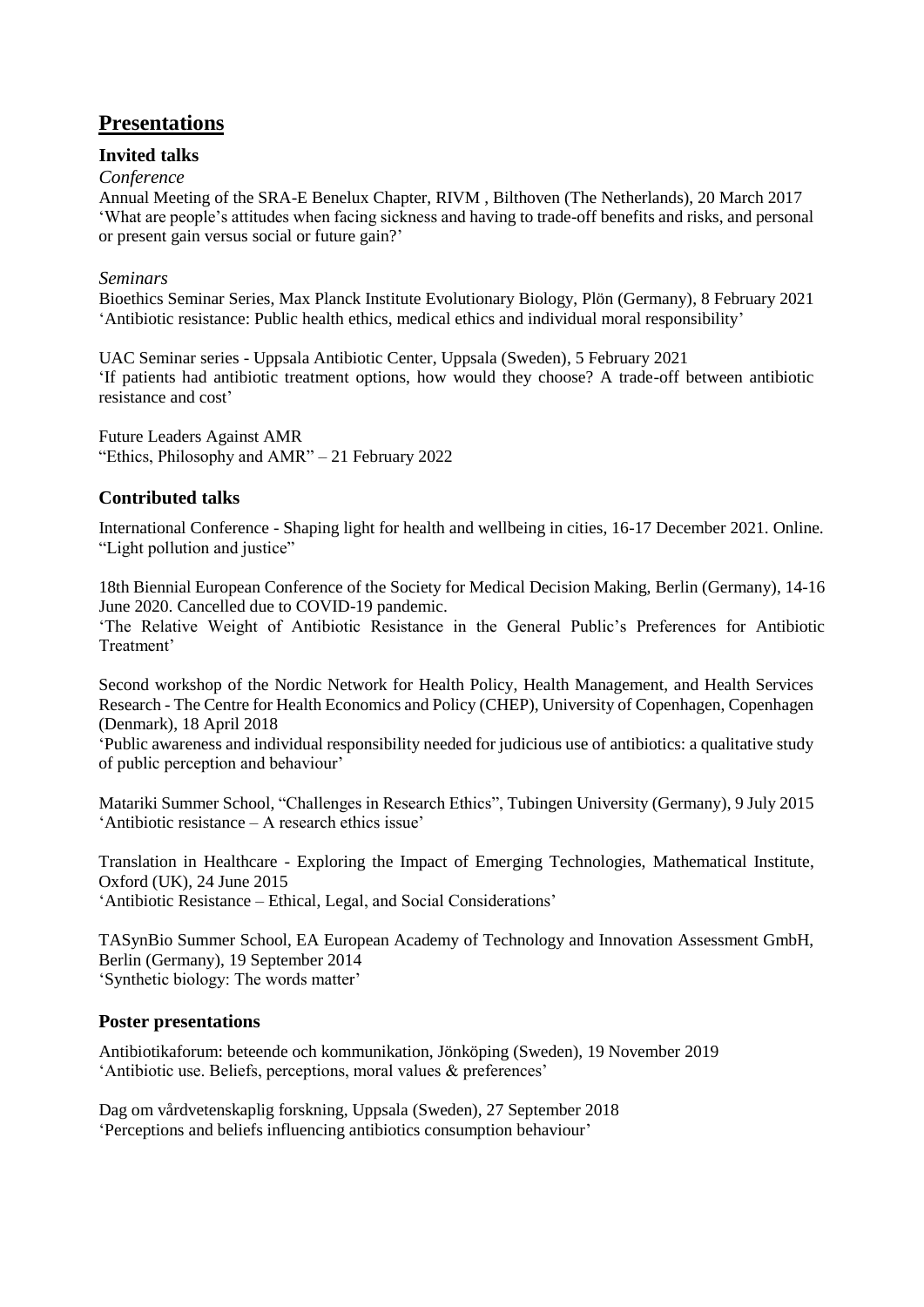# Presentations

### Invited talks

*Conference*

Annual Meeting of the SRA-E Benelux Chapter, RIVM , Bilthoven (The Netherlands), 20 March 2017
'What are people's attitudes when facing sickness and having to trade-off benefits and risks, and personal or present gain versus social or future gain?'

*Seminars*

Bioethics Seminar Series, Max Planck Institute Evolutionary Biology, Plön (Germany), 8 February 2021
'Antibiotic resistance: Public health ethics, medical ethics and individual moral responsibility'

UAC Seminar series - Uppsala Antibiotic Center, Uppsala (Sweden), 5 February 2021
'If patients had antibiotic treatment options, how would they choose? A trade-off between antibiotic resistance and cost'

Future Leaders Against AMR
"Ethics, Philosophy and AMR" – 21 February 2022

### Contributed talks

International Conference - Shaping light for health and wellbeing in cities, 16-17 December 2021. Online.
"Light pollution and justice"

18th Biennial European Conference of the Society for Medical Decision Making, Berlin (Germany), 14-16 June 2020. Cancelled due to COVID-19 pandemic.
'The Relative Weight of Antibiotic Resistance in the General Public's Preferences for Antibiotic Treatment'

Second workshop of the Nordic Network for Health Policy, Health Management, and Health Services Research - The Centre for Health Economics and Policy (CHEP), University of Copenhagen, Copenhagen (Denmark), 18 April 2018
'Public awareness and individual responsibility needed for judicious use of antibiotics: a qualitative study of public perception and behaviour'

Matariki Summer School, "Challenges in Research Ethics", Tubingen University (Germany), 9 July 2015
'Antibiotic resistance – A research ethics issue'

Translation in Healthcare - Exploring the Impact of Emerging Technologies, Mathematical Institute, Oxford (UK), 24 June 2015
'Antibiotic Resistance – Ethical, Legal, and Social Considerations'

TASynBio Summer School, EA European Academy of Technology and Innovation Assessment GmbH, Berlin (Germany), 19 September 2014
'Synthetic biology: The words matter'

### Poster presentations

Antibiotikaforum: beteende och kommunikation, Jönköping (Sweden), 19 November 2019
'Antibiotic use. Beliefs, perceptions, moral values & preferences'

Dag om vårdvetenskaplig forskning, Uppsala (Sweden), 27 September 2018
'Perceptions and beliefs influencing antibiotics consumption behaviour'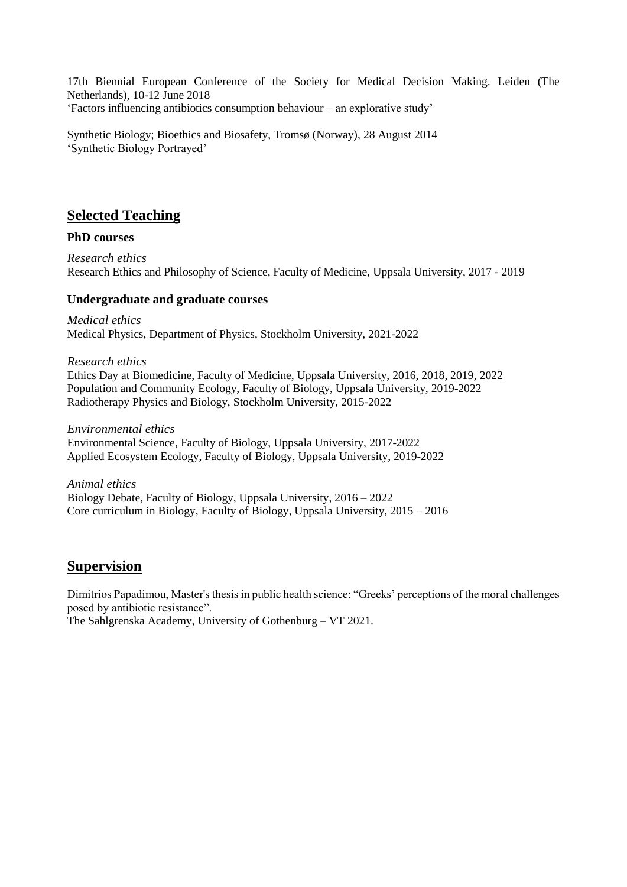17th Biennial European Conference of the Society for Medical Decision Making. Leiden (The Netherlands), 10-12 June 2018
'Factors influencing antibiotics consumption behaviour – an explorative study'

Synthetic Biology; Bioethics and Biosafety, Tromsø (Norway), 28 August 2014
'Synthetic Biology Portrayed'

## Selected Teaching

### PhD courses

*Research ethics*
Research Ethics and Philosophy of Science, Faculty of Medicine, Uppsala University, 2017 - 2019

### Undergraduate and graduate courses

*Medical ethics*
Medical Physics, Department of Physics, Stockholm University, 2021-2022

*Research ethics*
Ethics Day at Biomedicine, Faculty of Medicine, Uppsala University, 2016, 2018, 2019, 2022
Population and Community Ecology, Faculty of Biology, Uppsala University, 2019-2022
Radiotherapy Physics and Biology, Stockholm University, 2015-2022

*Environmental ethics*
Environmental Science, Faculty of Biology, Uppsala University, 2017-2022
Applied Ecosystem Ecology, Faculty of Biology, Uppsala University, 2019-2022

*Animal ethics*
Biology Debate, Faculty of Biology, Uppsala University, 2016 – 2022
Core curriculum in Biology, Faculty of Biology, Uppsala University, 2015 – 2016

## Supervision

Dimitrios Papadimou, Master's thesis in public health science: "Greeks' perceptions of the moral challenges posed by antibiotic resistance".
The Sahlgrenska Academy, University of Gothenburg – VT 2021.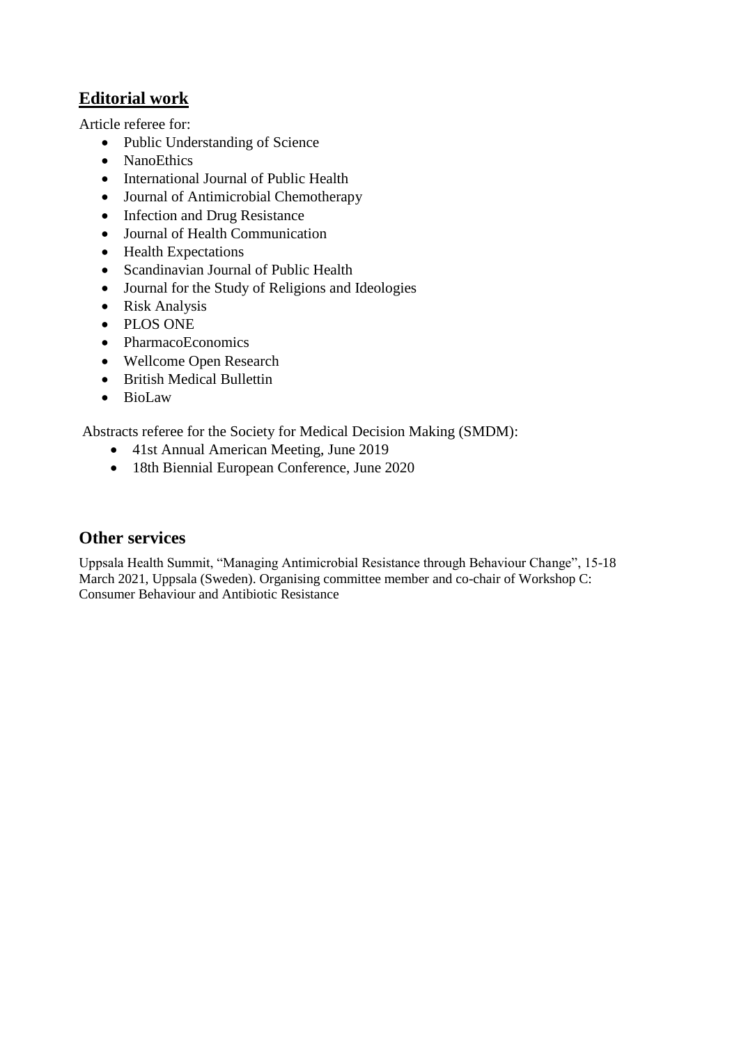## **Editorial work**

Article referee for:

- Public Understanding of Science
- NanoEthics
- International Journal of Public Health
- Journal of Antimicrobial Chemotherapy
- Infection and Drug Resistance
- Journal of Health Communication
- Health Expectations
- Scandinavian Journal of Public Health
- Journal for the Study of Religions and Ideologies
- Risk Analysis
- PLOS ONE
- PharmacoEconomics
- Wellcome Open Research
- British Medical Bullettin
- BioLaw

Abstracts referee for the Society for Medical Decision Making (SMDM):

- 41st Annual American Meeting, June 2019
- 18th Biennial European Conference, June 2020

## Other services

Uppsala Health Summit, "Managing Antimicrobial Resistance through Behaviour Change", 15-18 March 2021, Uppsala (Sweden). Organising committee member and co-chair of Workshop C: Consumer Behaviour and Antibiotic Resistance